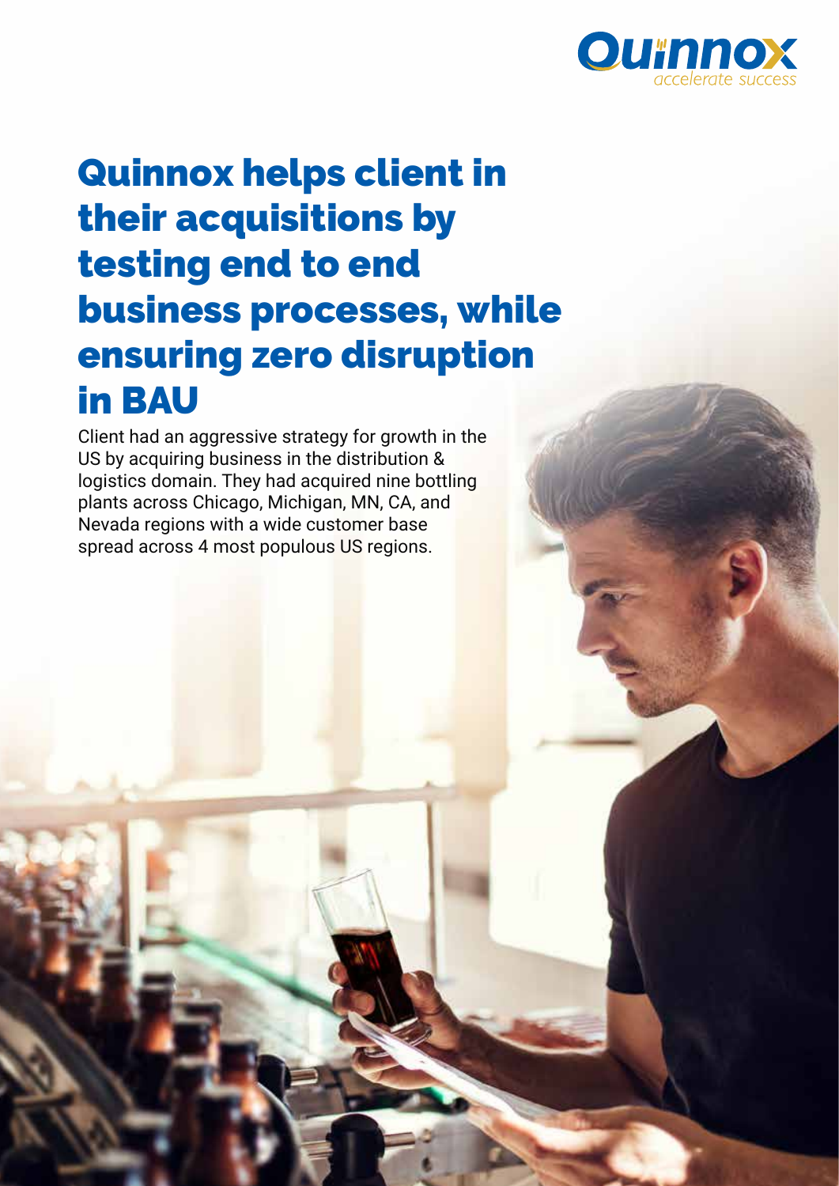# Quinnox helps client in their acquisitions by testing end to end business processes, while ensuring zero disruption in BAU

Client had an aggressive strategy for growth in the US by acquiring business in the distribution & logistics domain. They had acquired nine bottling plants across Chicago, Michigan, MN, CA, and Nevada regions with a wide customer base spread across 4 most populous US regions.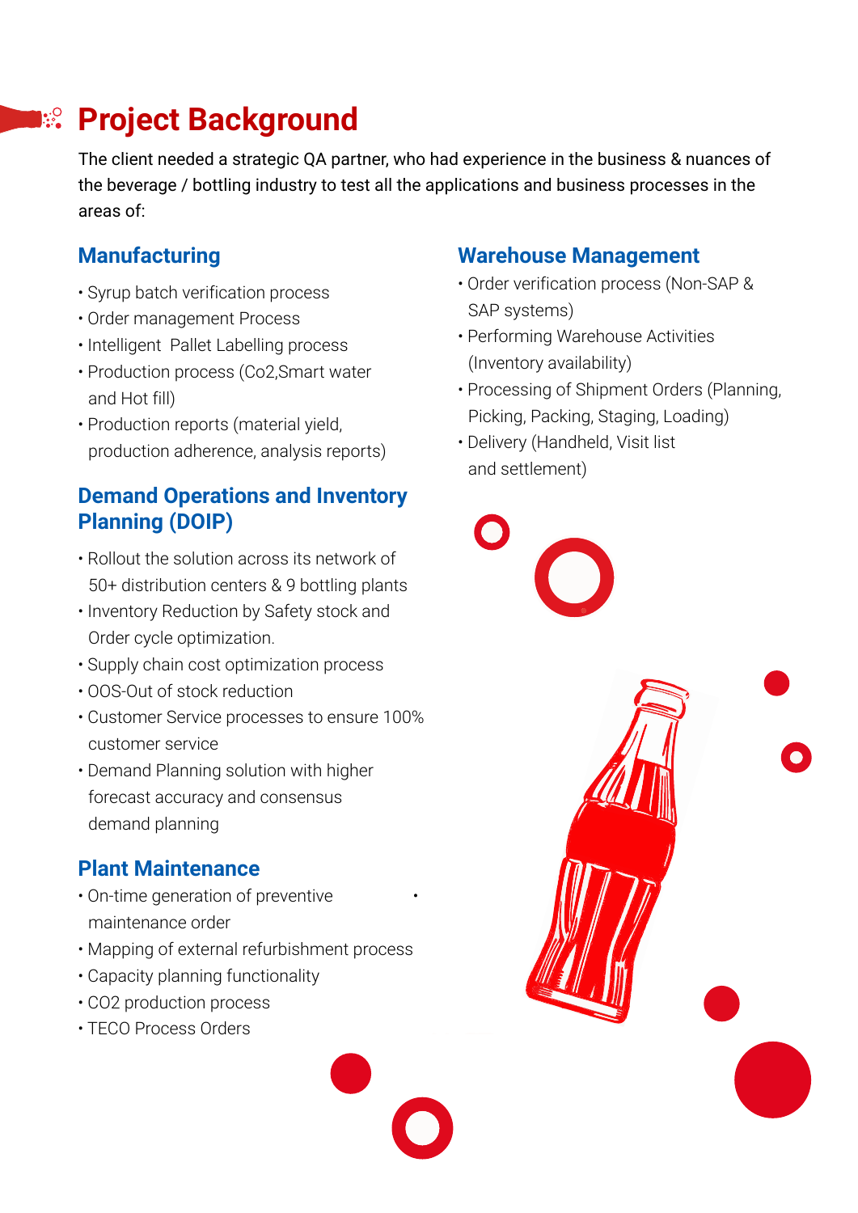# Project Background

The client needed a strategic QA partner, who had experience in the business & nuances of the beverage / bottling industry to test all the applications and business processes in the areas of:

## Manufacturing

- Syrup batch verification process
- Order management Process
- Intelligent Pallet Labelling process
- Production process (Co2,Smart water and Hot fill)
- Production reports (material yield, production adherence, analysis reports)

## Demand Operations and Inventory Planning (DOIP)

- Rollout the solution across its network of 50+ distribution centers & 9 bottling plants
- Inventory Reduction by Safety stock and Order cycle optimization.
- Supply chain cost optimization process
- OOS-Out of stock reduction
- Customer Service processes to ensure 100% customer service
- Demand Planning solution with higher forecast accuracy and consensus demand planning

## Plant Maintenance

- On-time generation of preventive maintenance order
- Mapping of external refurbishment process
- Capacity planning functionality
- CO2 production process
- TECO Process Orders

## Warehouse Management

- Order verification process (Non-SAP & SAP systems)
- Performing Warehouse Activities (Inventory availability)
- Processing of Shipment Orders (Planning, Picking, Packing, Staging, Loading)
- Delivery (Handheld, Visit list and settlement)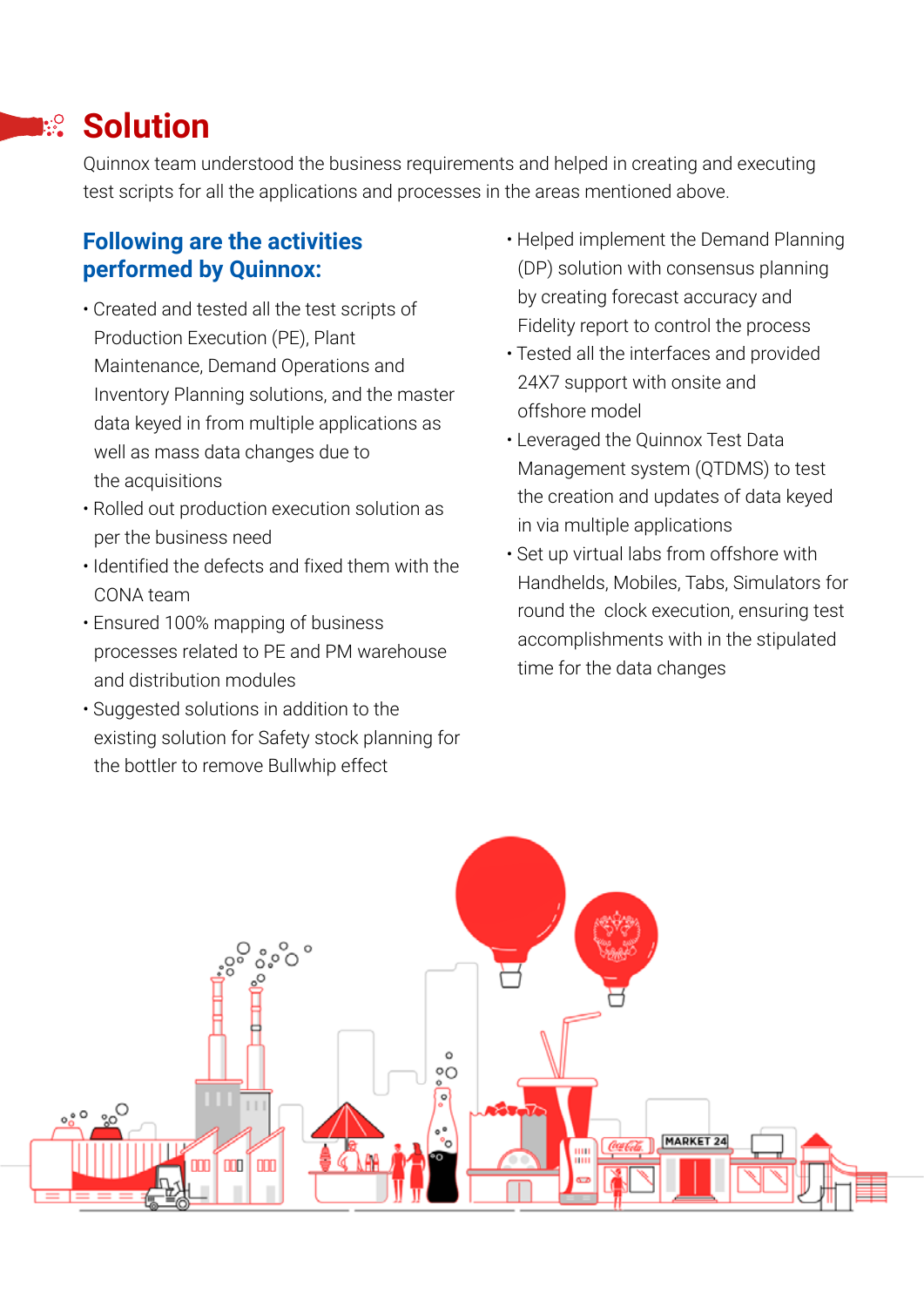# Solution

Quinnox team understood the business requirements and helped in creating and executing test scripts for all the applications and processes in the areas mentioned above.

## Following are the activities performed by Quinnox:

- Created and tested all the test scripts of Production Execution (PE), Plant Maintenance, Demand Operations and Inventory Planning solutions, and the master data keyed in from multiple applications as well as mass data changes due to the acquisitions
- Rolled out production execution solution as per the business need
- Identified the defects and fixed them with the CONA team
- Ensured 100% mapping of business processes related to PE and PM warehouse and distribution modules
- Suggested solutions in addition to the existing solution for Safety stock planning for the bottler to remove Bullwhip effect
- Helped implement the Demand Planning (DP) solution with consensus planning by creating forecast accuracy and Fidelity report to control the process
- Tested all the interfaces and provided 24X7 support with onsite and offshore model
- Leveraged the Quinnox Test Data Management system (QTDMS) to test the creation and updates of data keyed in via multiple applications
- Set up virtual labs from offshore with Handhelds, Mobiles, Tabs, Simulators for round the clock execution, ensuring test accomplishments with in the stipulated time for the data changes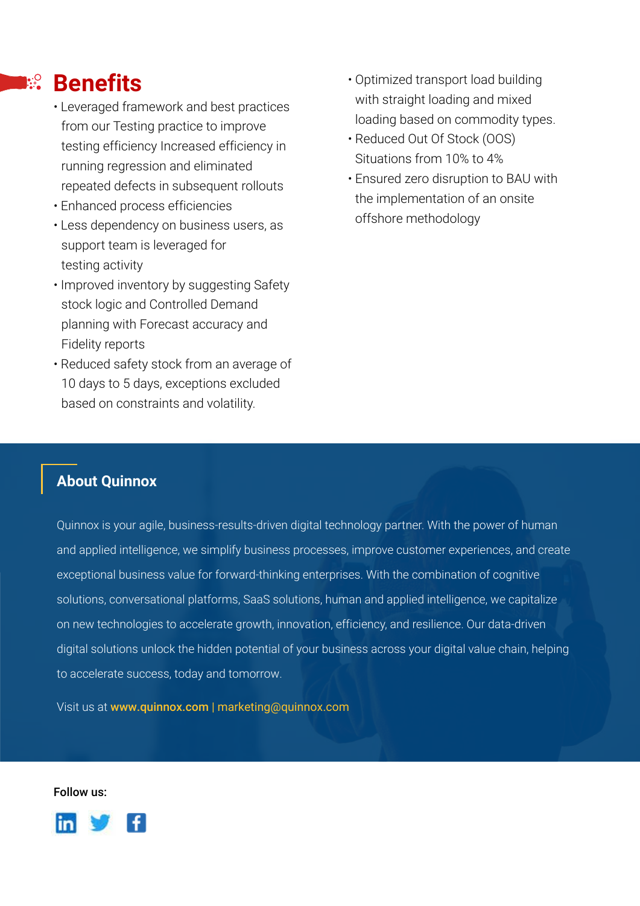## Benefits

- Leveraged framework and best practices from our Testing practice to improve testing efficiency Increased efficiency in running regression and eliminated repeated defects in subsequent rollouts
- Enhanced process efficiencies
- Less dependency on business users, as support team is leveraged for testing activity
- Improved inventory by suggesting Safety stock logic and Controlled Demand planning with Forecast accuracy and Fidelity reports
- Reduced safety stock from an average of 10 days to 5 days, exceptions excluded based on constraints and volatility.
- Optimized transport load building with straight loading and mixed loading based on commodity types.
- Reduced Out Of Stock (OOS) Situations from 10% to 4%
- Ensured zero disruption to BAU with the implementation of an onsite offshore methodology

## About Quinnox

Quinnox is your agile, business-results-driven digital technology partner. With the power of human and applied intelligence, we simplify business processes, improve customer experiences, and create exceptional business value for forward-thinking enterprises. With the combination of cognitive solutions, conversational platforms, SaaS solutions, human and applied intelligence, we capitalize on new technologies to accelerate growth, innovation, efficiency, and resilience. Our data-driven digital solutions unlock the hidden potential of your business across your digital value chain, helping to accelerate success, today and tomorrow.

Visit us at **www.quinnox.com** | marketing@quinnox.com

**Follow us:**